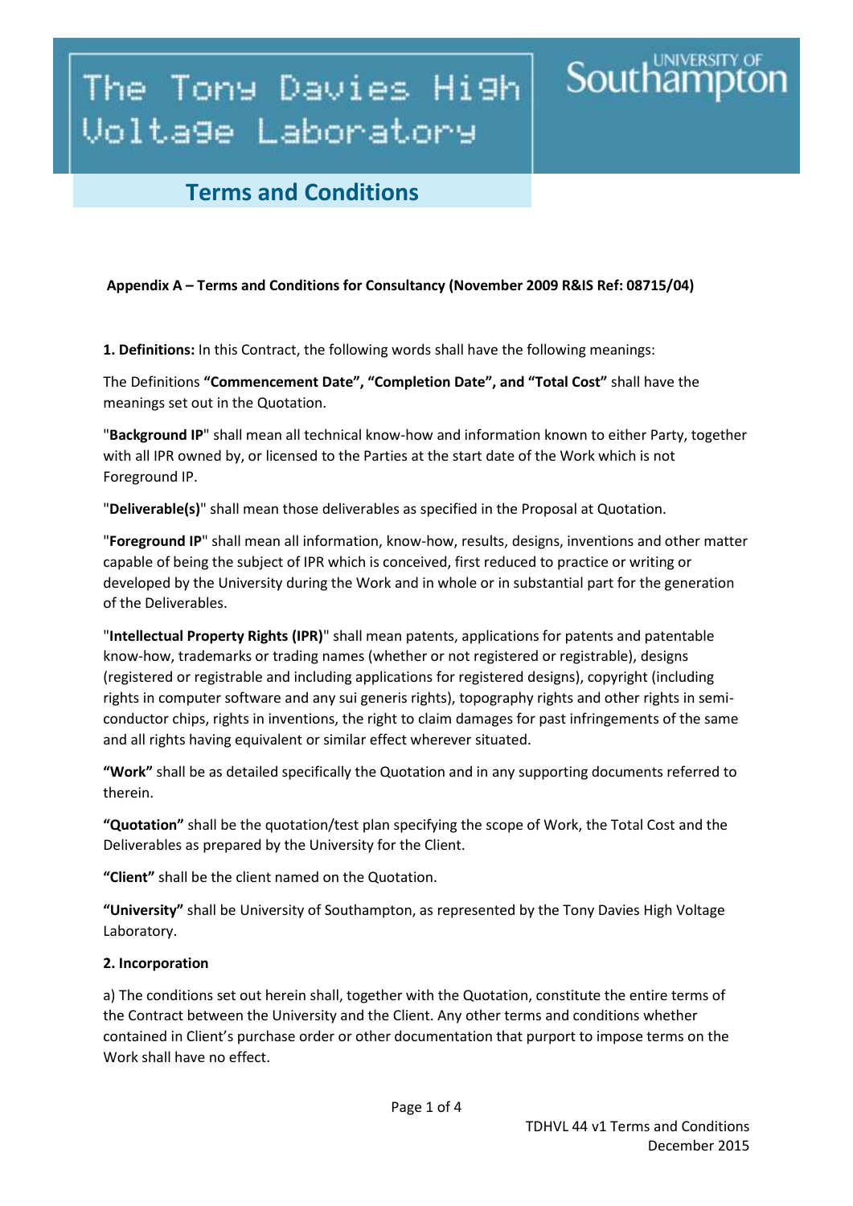# The Tony Davies High Voltage Laboratory

University of Southampton

## Terms and Conditions

**Appendix A – Terms and Conditions for Consultancy (November 2009 R&IS Ref: 08715/04)**

**1. Definitions:** In this Contract, the following words shall have the following meanings:

The Definitions **"Commencement Date", "Completion Date", and "Total Cost"** shall have the meanings set out in the Quotation.

"**Background IP**" shall mean all technical know-how and information known to either Party, together with all IPR owned by, or licensed to the Parties at the start date of the Work which is not Foreground IP.

"**Deliverable(s)**" shall mean those deliverables as specified in the Proposal at Quotation.

"**Foreground IP**" shall mean all information, know-how, results, designs, inventions and other matter capable of being the subject of IPR which is conceived, first reduced to practice or writing or developed by the University during the Work and in whole or in substantial part for the generation of the Deliverables.

"**Intellectual Property Rights (IPR)**" shall mean patents, applications for patents and patentable know-how, trademarks or trading names (whether or not registered or registrable), designs (registered or registrable and including applications for registered designs), copyright (including rights in computer software and any sui generis rights), topography rights and other rights in semi-conductor chips, rights in inventions, the right to claim damages for past infringements of the same and all rights having equivalent or similar effect wherever situated.

**"Work"** shall be as detailed specifically the Quotation and in any supporting documents referred to therein.

**"Quotation"** shall be the quotation/test plan specifying the scope of Work, the Total Cost and the Deliverables as prepared by the University for the Client.

**"Client"** shall be the client named on the Quotation.

**"University"** shall be University of Southampton, as represented by the Tony Davies High Voltage Laboratory.

**2. Incorporation**

a) The conditions set out herein shall, together with the Quotation, constitute the entire terms of the Contract between the University and the Client. Any other terms and conditions whether contained in Client's purchase order or other documentation that purport to impose terms on the Work shall have no effect.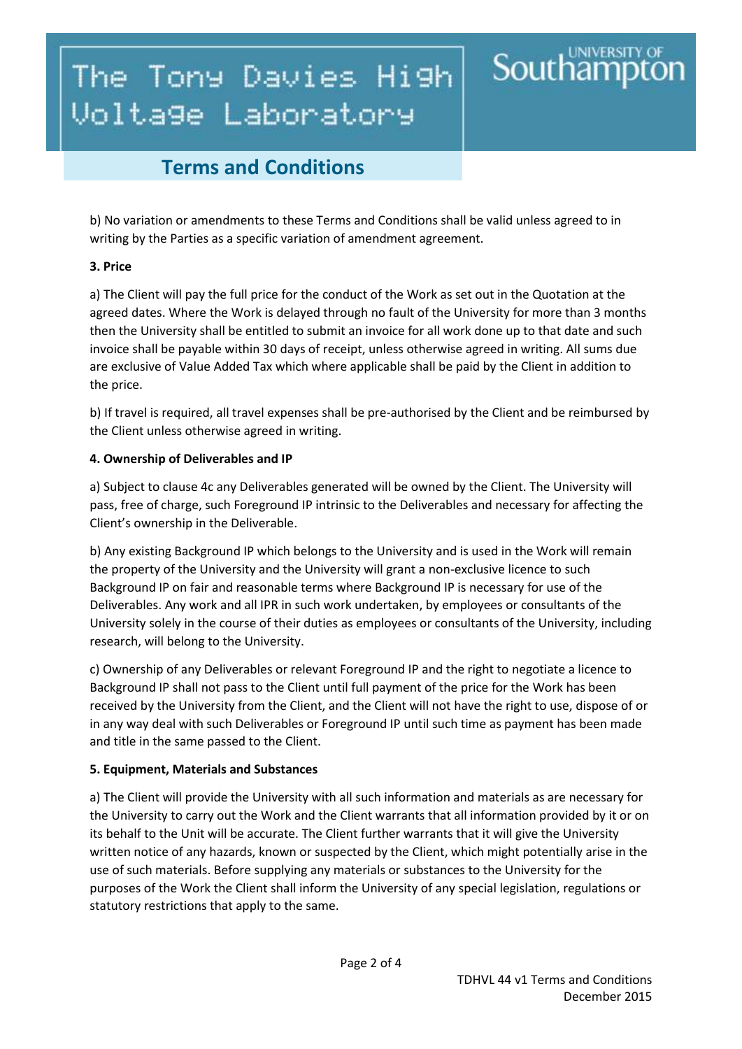b) No variation or amendments to these Terms and Conditions shall be valid unless agreed to in writing by the Parties as a specific variation of amendment agreement.

**3. Price**

a) The Client will pay the full price for the conduct of the Work as set out in the Quotation at the agreed dates. Where the Work is delayed through no fault of the University for more than 3 months then the University shall be entitled to submit an invoice for all work done up to that date and such invoice shall be payable within 30 days of receipt, unless otherwise agreed in writing. All sums due are exclusive of Value Added Tax which where applicable shall be paid by the Client in addition to the price.

b) If travel is required, all travel expenses shall be pre-authorised by the Client and be reimbursed by the Client unless otherwise agreed in writing.

**4. Ownership of Deliverables and IP**

a) Subject to clause 4c any Deliverables generated will be owned by the Client. The University will pass, free of charge, such Foreground IP intrinsic to the Deliverables and necessary for affecting the Client's ownership in the Deliverable.

b) Any existing Background IP which belongs to the University and is used in the Work will remain the property of the University and the University will grant a non-exclusive licence to such Background IP on fair and reasonable terms where Background IP is necessary for use of the Deliverables. Any work and all IPR in such work undertaken, by employees or consultants of the University solely in the course of their duties as employees or consultants of the University, including research, will belong to the University.

c) Ownership of any Deliverables or relevant Foreground IP and the right to negotiate a licence to Background IP shall not pass to the Client until full payment of the price for the Work has been received by the University from the Client, and the Client will not have the right to use, dispose of or in any way deal with such Deliverables or Foreground IP until such time as payment has been made and title in the same passed to the Client.

**5. Equipment, Materials and Substances**

a) The Client will provide the University with all such information and materials as are necessary for the University to carry out the Work and the Client warrants that all information provided by it or on its behalf to the Unit will be accurate. The Client further warrants that it will give the University written notice of any hazards, known or suspected by the Client, which might potentially arise in the use of such materials. Before supplying any materials or substances to the University for the purposes of the Work the Client shall inform the University of any special legislation, regulations or statutory restrictions that apply to the same.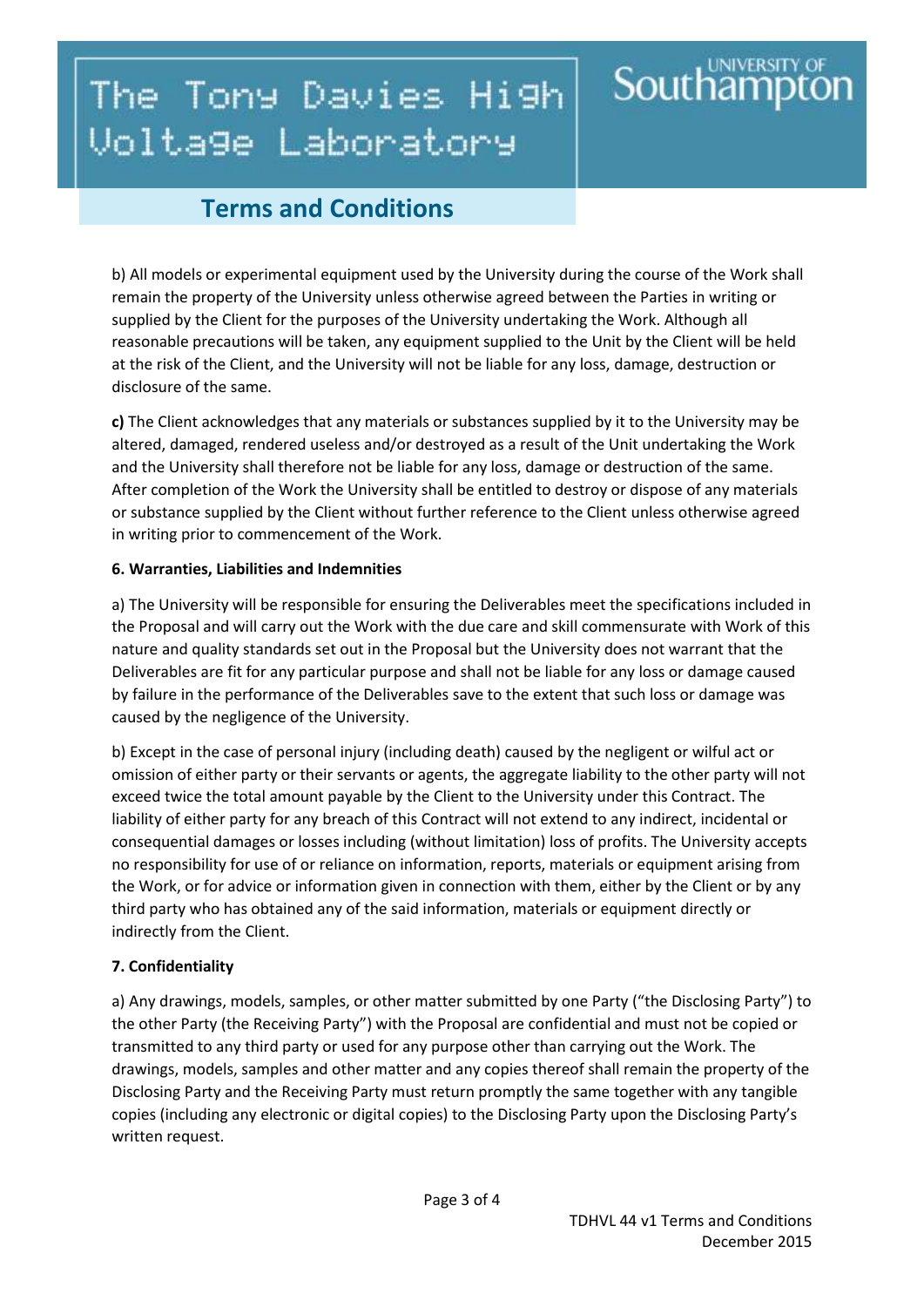b) All models or experimental equipment used by the University during the course of the Work shall remain the property of the University unless otherwise agreed between the Parties in writing or supplied by the Client for the purposes of the University undertaking the Work. Although all reasonable precautions will be taken, any equipment supplied to the Unit by the Client will be held at the risk of the Client, and the University will not be liable for any loss, damage, destruction or disclosure of the same.

**c)** The Client acknowledges that any materials or substances supplied by it to the University may be altered, damaged, rendered useless and/or destroyed as a result of the Unit undertaking the Work and the University shall therefore not be liable for any loss, damage or destruction of the same. After completion of the Work the University shall be entitled to destroy or dispose of any materials or substance supplied by the Client without further reference to the Client unless otherwise agreed in writing prior to commencement of the Work.

**6. Warranties, Liabilities and Indemnities**

a) The University will be responsible for ensuring the Deliverables meet the specifications included in the Proposal and will carry out the Work with the due care and skill commensurate with Work of this nature and quality standards set out in the Proposal but the University does not warrant that the Deliverables are fit for any particular purpose and shall not be liable for any loss or damage caused by failure in the performance of the Deliverables save to the extent that such loss or damage was caused by the negligence of the University.

b) Except in the case of personal injury (including death) caused by the negligent or wilful act or omission of either party or their servants or agents, the aggregate liability to the other party will not exceed twice the total amount payable by the Client to the University under this Contract. The liability of either party for any breach of this Contract will not extend to any indirect, incidental or consequential damages or losses including (without limitation) loss of profits. The University accepts no responsibility for use of or reliance on information, reports, materials or equipment arising from the Work, or for advice or information given in connection with them, either by the Client or by any third party who has obtained any of the said information, materials or equipment directly or indirectly from the Client.

**7. Confidentiality**

a) Any drawings, models, samples, or other matter submitted by one Party ("the Disclosing Party") to the other Party (the Receiving Party") with the Proposal are confidential and must not be copied or transmitted to any third party or used for any purpose other than carrying out the Work. The drawings, models, samples and other matter and any copies thereof shall remain the property of the Disclosing Party and the Receiving Party must return promptly the same together with any tangible copies (including any electronic or digital copies) to the Disclosing Party upon the Disclosing Party's written request.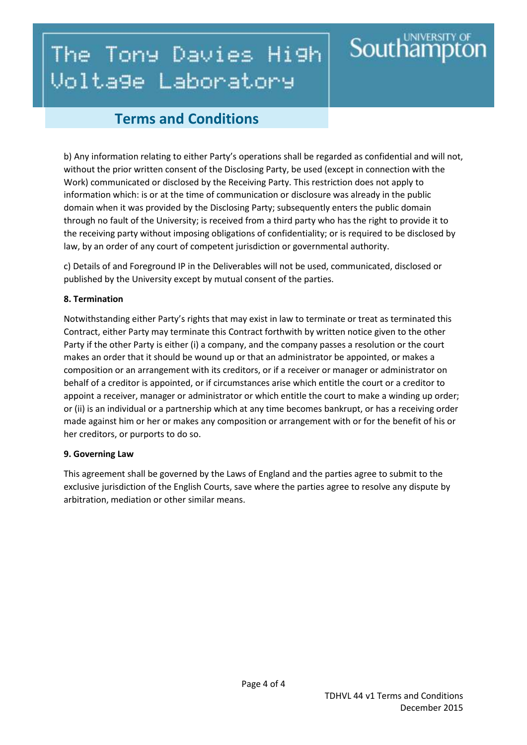b) Any information relating to either Party's operations shall be regarded as confidential and will not, without the prior written consent of the Disclosing Party, be used (except in connection with the Work) communicated or disclosed by the Receiving Party. This restriction does not apply to information which: is or at the time of communication or disclosure was already in the public domain when it was provided by the Disclosing Party; subsequently enters the public domain through no fault of the University; is received from a third party who has the right to provide it to the receiving party without imposing obligations of confidentiality; or is required to be disclosed by law, by an order of any court of competent jurisdiction or governmental authority.

c) Details of and Foreground IP in the Deliverables will not be used, communicated, disclosed or published by the University except by mutual consent of the parties.

**8. Termination**

Notwithstanding either Party's rights that may exist in law to terminate or treat as terminated this Contract, either Party may terminate this Contract forthwith by written notice given to the other Party if the other Party is either (i) a company, and the company passes a resolution or the court makes an order that it should be wound up or that an administrator be appointed, or makes a composition or an arrangement with its creditors, or if a receiver or manager or administrator on behalf of a creditor is appointed, or if circumstances arise which entitle the court or a creditor to appoint a receiver, manager or administrator or which entitle the court to make a winding up order; or (ii) is an individual or a partnership which at any time becomes bankrupt, or has a receiving order made against him or her or makes any composition or arrangement with or for the benefit of his or her creditors, or purports to do so.

**9. Governing Law**

This agreement shall be governed by the Laws of England and the parties agree to submit to the exclusive jurisdiction of the English Courts, save where the parties agree to resolve any dispute by arbitration, mediation or other similar means.